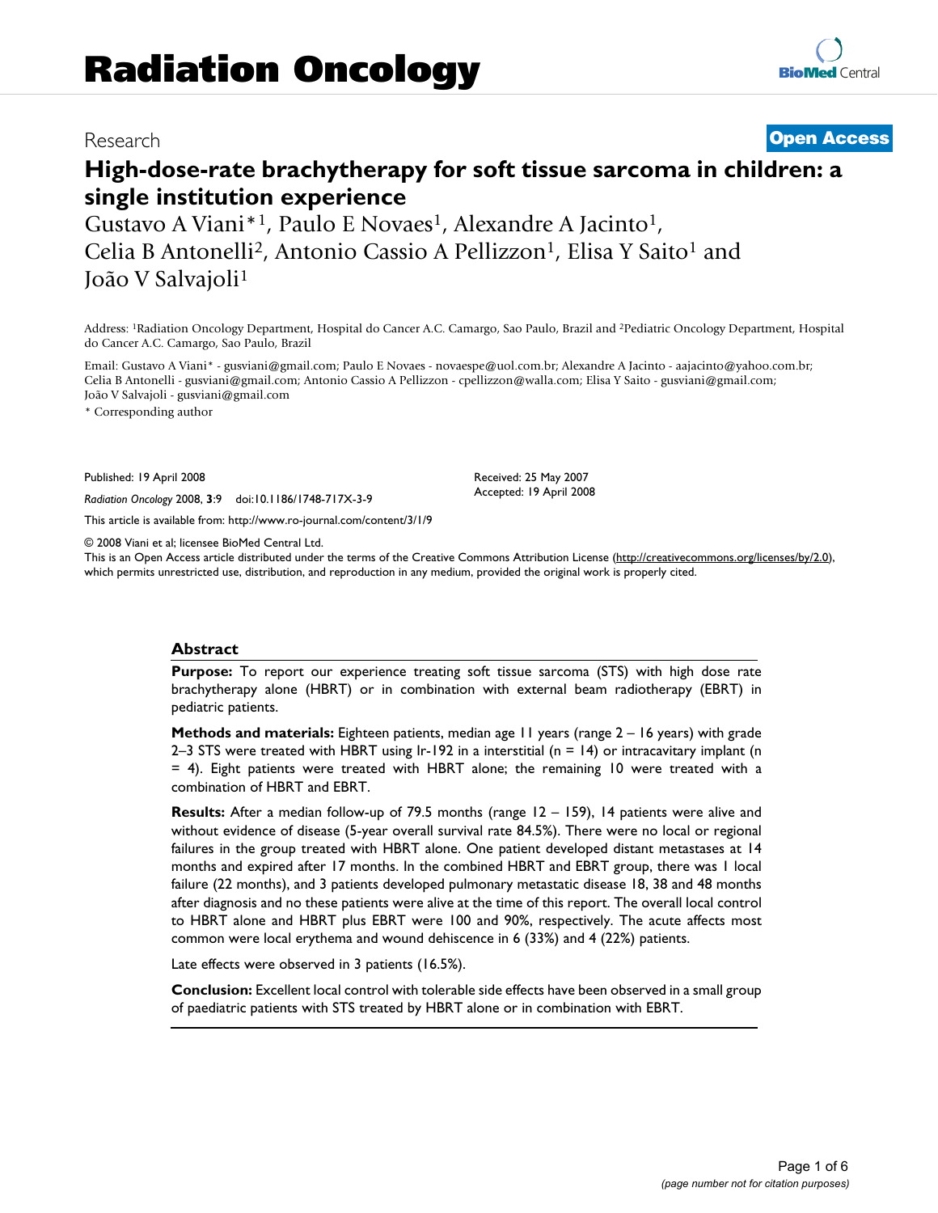Research **Open Access**

# High-dose-rate brachytherapy for soft tissue sarcoma in children: a single institution experience

Gustavo A Viani*[1], Paulo E Novaes[1], Alexandre A Jacinto[1], Celia B Antonelli[2], Antonio Cassio A Pellizzon[1], Elisa Y Saito[1] and João V Salvajoli[1]

Address: [1]Radiation Oncology Department, Hospital do Cancer A.C. Camargo, Sao Paulo, Brazil and [2]Pediatric Oncology Department, Hospital do Cancer A.C. Camargo, Sao Paulo, Brazil

Email: Gustavo A Viani* - gusviani@gmail.com; Paulo E Novaes - novaespe@uol.com.br; Alexandre A Jacinto - aajacinto@yahoo.com.br; Celia B Antonelli - gusviani@gmail.com; Antonio Cassio A Pellizzon - cpellizzon@walla.com; Elisa Y Saito - gusviani@gmail.com; João V Salvajoli - gusviani@gmail.com

* Corresponding author

Published: 19 April 2008

*Radiation Oncology* 2008, **3**:9 doi:10.1186/1748-717X-3-9

Received: 25 May 2007
Accepted: 19 April 2008

This article is available from: http://www.ro-journal.com/content/3/1/9

© 2008 Viani et al; licensee BioMed Central Ltd.
This is an Open Access article distributed under the terms of the Creative Commons Attribution License (http://creativecommons.org/licenses/by/2.0), which permits unrestricted use, distribution, and reproduction in any medium, provided the original work is properly cited.

## Abstract

**Purpose:** To report our experience treating soft tissue sarcoma (STS) with high dose rate brachytherapy alone (HBRT) or in combination with external beam radiotherapy (EBRT) in pediatric patients.

**Methods and materials:** Eighteen patients, median age 11 years (range 2 – 16 years) with grade 2–3 STS were treated with HBRT using Ir-192 in a interstitial (n = 14) or intracavitary implant (n = 4). Eight patients were treated with HBRT alone; the remaining 10 were treated with a combination of HBRT and EBRT.

**Results:** After a median follow-up of 79.5 months (range 12 – 159), 14 patients were alive and without evidence of disease (5-year overall survival rate 84.5%). There were no local or regional failures in the group treated with HBRT alone. One patient developed distant metastases at 14 months and expired after 17 months. In the combined HBRT and EBRT group, there was 1 local failure (22 months), and 3 patients developed pulmonary metastatic disease 18, 38 and 48 months after diagnosis and no these patients were alive at the time of this report. The overall local control to HBRT alone and HBRT plus EBRT were 100 and 90%, respectively. The acute affects most common were local erythema and wound dehiscence in 6 (33%) and 4 (22%) patients.

Late effects were observed in 3 patients (16.5%).

**Conclusion:** Excellent local control with tolerable side effects have been observed in a small group of paediatric patients with STS treated by HBRT alone or in combination with EBRT.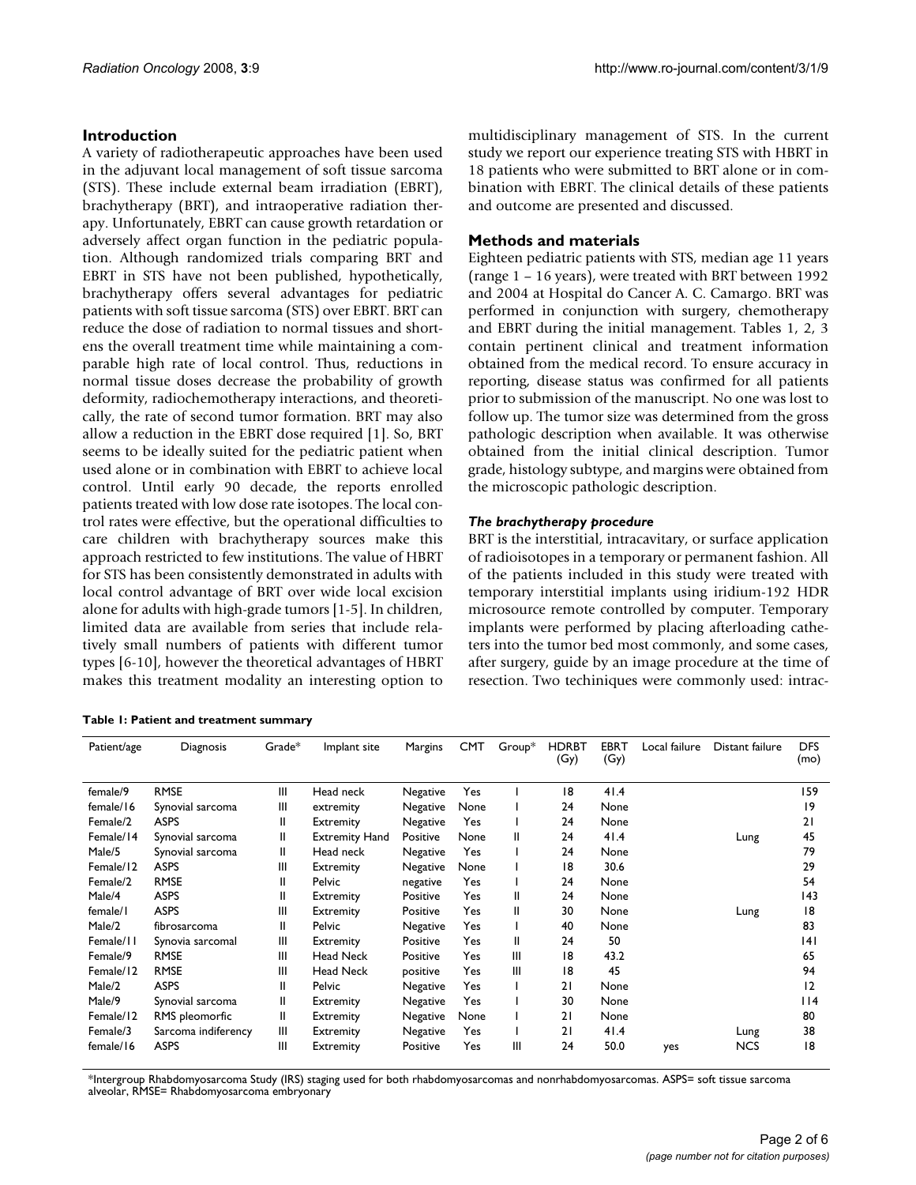## Introduction

A variety of radiotherapeutic approaches have been used in the adjuvant local management of soft tissue sarcoma (STS). These include external beam irradiation (EBRT), brachytherapy (BRT), and intraoperative radiation therapy. Unfortunately, EBRT can cause growth retardation or adversely affect organ function in the pediatric population. Although randomized trials comparing BRT and EBRT in STS have not been published, hypothetically, brachytherapy offers several advantages for pediatric patients with soft tissue sarcoma (STS) over EBRT. BRT can reduce the dose of radiation to normal tissues and shortens the overall treatment time while maintaining a comparable high rate of local control. Thus, reductions in normal tissue doses decrease the probability of growth deformity, radiochemotherapy interactions, and theoretically, the rate of second tumor formation. BRT may also allow a reduction in the EBRT dose required [1]. So, BRT seems to be ideally suited for the pediatric patient when used alone or in combination with EBRT to achieve local control. Until early 90 decade, the reports enrolled patients treated with low dose rate isotopes. The local control rates were effective, but the operational difficulties to care children with brachytherapy sources make this approach restricted to few institutions. The value of HBRT for STS has been consistently demonstrated in adults with local control advantage of BRT over wide local excision alone for adults with high-grade tumors [1-5]. In children, limited data are available from series that include relatively small numbers of patients with different tumor types [6-10], however the theoretical advantages of HBRT makes this treatment modality an interesting option to multidisciplinary management of STS. In the current study we report our experience treating STS with HBRT in 18 patients who were submitted to BRT alone or in combination with EBRT. The clinical details of these patients and outcome are presented and discussed.

## Methods and materials

Eighteen pediatric patients with STS, median age 11 years (range 1 – 16 years), were treated with BRT between 1992 and 2004 at Hospital do Cancer A. C. Camargo. BRT was performed in conjunction with surgery, chemotherapy and EBRT during the initial management. Tables 1, 2, 3 contain pertinent clinical and treatment information obtained from the medical record. To ensure accuracy in reporting, disease status was confirmed for all patients prior to submission of the manuscript. No one was lost to follow up. The tumor size was determined from the gross pathologic description when available. It was otherwise obtained from the initial clinical description. Tumor grade, histology subtype, and margins were obtained from the microscopic pathologic description.

### *The brachytherapy procedure*

BRT is the interstitial, intracavitary, or surface application of radioisotopes in a temporary or permanent fashion. All of the patients included in this study were treated with temporary interstitial implants using iridium-192 HDR microsource remote controlled by computer. Temporary implants were performed by placing afterloading catheters into the tumor bed most commonly, and some cases, after surgery, guide by an image procedure at the time of resection. Two techiniques were commonly used: intrac-

**Table 1: Patient and treatment summary**

| Patient/age | Diagnosis | Grade* | Implant site | Margins | CMT | Group* | HDRBT (Gy) | EBRT (Gy) | Local failure | Distant failure | DFS (mo) |
|---|---|---|---|---|---|---|---|---|---|---|---|
| female/9 | RMSE | III | Head neck | Negative | Yes | I | 18 | 41.4 | | | 159 |
| female/16 | Synovial sarcoma | III | extremity | Negative | None | I | 24 | None | | | 19 |
| Female/2 | ASPS | II | Extremity | Negative | Yes | I | 24 | None | | | 21 |
| Female/14 | Synovial sarcoma | II | Extremity Hand | Positive | None | II | 24 | 41.4 | | Lung | 45 |
| Male/5 | Synovial sarcoma | II | Head neck | Negative | Yes | I | 24 | None | | | 79 |
| Female/12 | ASPS | III | Extremity | Negative | None | I | 18 | 30.6 | | | 29 |
| Female/2 | RMSE | II | Pelvic | negative | Yes | I | 24 | None | | | 54 |
| Male/4 | ASPS | II | Extremity | Positive | Yes | II | 24 | None | | | 143 |
| female/1 | ASPS | III | Extremity | Positive | Yes | II | 30 | None | | Lung | 18 |
| Male/2 | fibrosarcoma | II | Pelvic | Negative | Yes | I | 40 | None | | | 83 |
| Female/11 | Synovia sarcomal | III | Extremity | Positive | Yes | II | 24 | 50 | | | 141 |
| Female/9 | RMSE | III | Head Neck | Positive | Yes | III | 18 | 43.2 | | | 65 |
| Female/12 | RMSE | III | Head Neck | positive | Yes | III | 18 | 45 | | | 94 |
| Male/2 | ASPS | II | Pelvic | Negative | Yes | I | 21 | None | | | 12 |
| Male/9 | Synovial sarcoma | II | Extremity | Negative | Yes | I | 30 | None | | | 114 |
| Female/12 | RMS pleomorfic | II | Extremity | Negative | None | I | 21 | None | | | 80 |
| Female/3 | Sarcoma indiferency | III | Extremity | Negative | Yes | I | 21 | 41.4 | | Lung | 38 |
| female/16 | ASPS | III | Extremity | Positive | Yes | III | 24 | 50.0 | yes | NCS | 18 |

*Intergroup Rhabdomyosarcoma Study (IRS) staging used for both rhabdomyosarcomas and nonrhabdomyosarcomas. ASPS= soft tissue sarcoma alveolar, RMSE= Rhabdomyosarcoma embryonary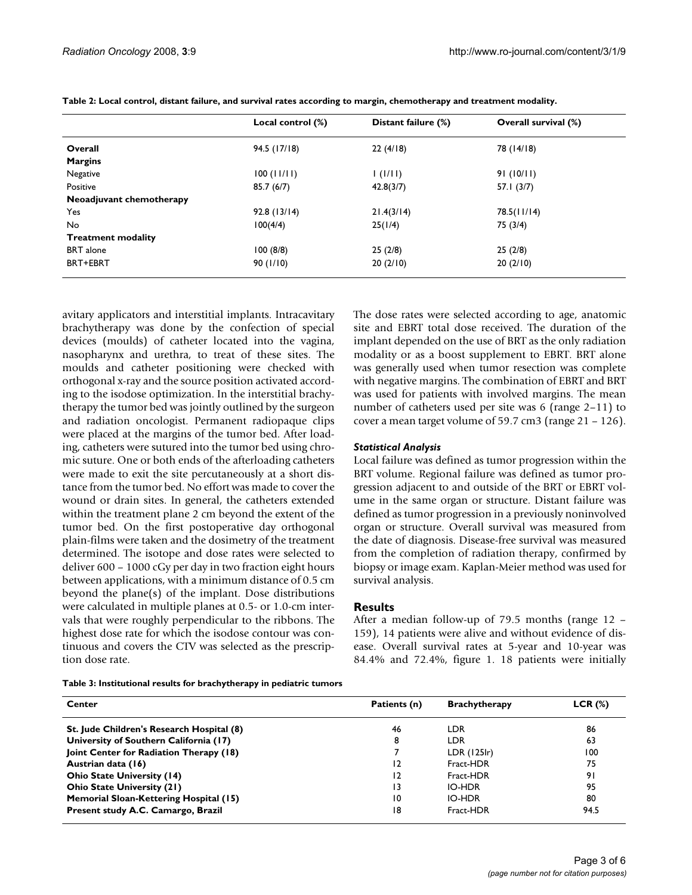**Table 2: Local control, distant failure, and survival rates according to margin, chemotherapy and treatment modality.**

| | Local control (%) | Distant failure (%) | Overall survival (%) |
|---|---|---|---|
| **Overall** | 94.5 (17/18) | 22 (4/18) | 78 (14/18) |
| **Margins** | | | |
| Negative | 100 (11/11) | 1 (1/11) | 91 (10/11) |
| Positive | 85.7 (6/7) | 42.8(3/7) | 57.1 (3/7) |
| **Neoadjuvant chemotherapy** | | | |
| Yes | 92.8 (13/14) | 21.4(3/14) | 78.5(11/14) |
| No | 100(4/4) | 25(1/4) | 75 (3/4) |
| **Treatment modality** | | | |
| BRT alone | 100 (8/8) | 25 (2/8) | 25 (2/8) |
| BRT+EBRT | 90 (1/10) | 20 (2/10) | 20 (2/10) |

avitary applicators and interstitial implants. Intracavitary brachytherapy was done by the confection of special devices (moulds) of catheter located into the vagina, nasopharynx and urethra, to treat of these sites. The moulds and catheter positioning were checked with orthogonal x-ray and the source position activated according to the isodose optimization. In the interstitial brachytherapy the tumor bed was jointly outlined by the surgeon and radiation oncologist. Permanent radiopaque clips were placed at the margins of the tumor bed. After loading, catheters were sutured into the tumor bed using chromic suture. One or both ends of the afterloading catheters were made to exit the site percutaneously at a short distance from the tumor bed. No effort was made to cover the wound or drain sites. In general, the catheters extended within the treatment plane 2 cm beyond the extent of the tumor bed. On the first postoperative day orthogonal plain-films were taken and the dosimetry of the treatment determined. The isotope and dose rates were selected to deliver 600 – 1000 cGy per day in two fraction eight hours between applications, with a minimum distance of 0.5 cm beyond the plane(s) of the implant. Dose distributions were calculated in multiple planes at 0.5- or 1.0-cm intervals that were roughly perpendicular to the ribbons. The highest dose rate for which the isodose contour was continuous and covers the CTV was selected as the prescription dose rate.

The dose rates were selected according to age, anatomic site and EBRT total dose received. The duration of the implant depended on the use of BRT as the only radiation modality or as a boost supplement to EBRT. BRT alone was generally used when tumor resection was complete with negative margins. The combination of EBRT and BRT was used for patients with involved margins. The mean number of catheters used per site was 6 (range 2–11) to cover a mean target volume of 59.7 cm3 (range 21 – 126).

### *Statistical Analysis*

Local failure was defined as tumor progression within the BRT volume. Regional failure was defined as tumor progression adjacent to and outside of the BRT or EBRT volume in the same organ or structure. Distant failure was defined as tumor progression in a previously noninvolved organ or structure. Overall survival was measured from the date of diagnosis. Disease-free survival was measured from the completion of radiation therapy, confirmed by biopsy or image exam. Kaplan-Meier method was used for survival analysis.

## Results

After a median follow-up of 79.5 months (range 12 – 159), 14 patients were alive and without evidence of disease. Overall survival rates at 5-year and 10-year was 84.4% and 72.4%, figure 1. 18 patients were initially

**Table 3: Institutional results for brachytherapy in pediatric tumors**

| Center | Patients (n) | Brachytherapy | LCR (%) |
|---|---|---|---|
| **St. Jude Children's Research Hospital (8)** | 46 | LDR | 86 |
| **University of Southern California (17)** | 8 | LDR | 63 |
| **Joint Center for Radiation Therapy (18)** | 7 | LDR (125Ir) | 100 |
| **Austrian data (16)** | 12 | Fract-HDR | 75 |
| **Ohio State University (14)** | 12 | Fract-HDR | 91 |
| **Ohio State University (21)** | 13 | IO-HDR | 95 |
| **Memorial Sloan-Kettering Hospital (15)** | 10 | IO-HDR | 80 |
| **Present study A.C. Camargo, Brazil** | 18 | Fract-HDR | 94.5 |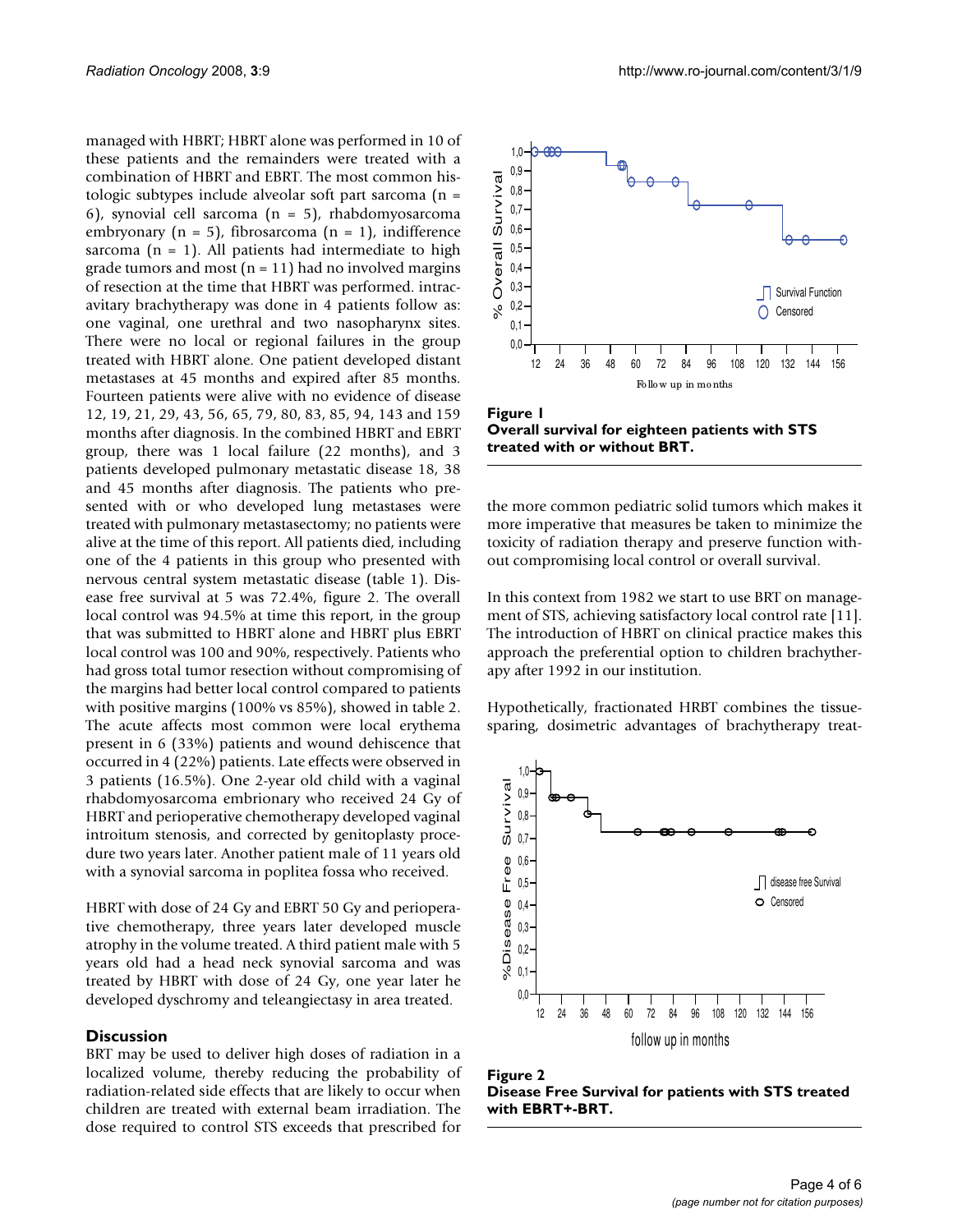managed with HBRT; HBRT alone was performed in 10 of these patients and the remainders were treated with a combination of HBRT and EBRT. The most common histologic subtypes include alveolar soft part sarcoma (n = 6), synovial cell sarcoma (n = 5), rhabdomyosarcoma embryonary (n = 5), fibrosarcoma (n = 1), indifference sarcoma (n = 1). All patients had intermediate to high grade tumors and most (n = 11) had no involved margins of resection at the time that HBRT was performed. intracavitary brachytherapy was done in 4 patients follow as: one vaginal, one urethral and two nasopharynx sites. There were no local or regional failures in the group treated with HBRT alone. One patient developed distant metastases at 45 months and expired after 85 months. Fourteen patients were alive with no evidence of disease 12, 19, 21, 29, 43, 56, 65, 79, 80, 83, 85, 94, 143 and 159 months after diagnosis. In the combined HBRT and EBRT group, there was 1 local failure (22 months), and 3 patients developed pulmonary metastatic disease 18, 38 and 45 months after diagnosis. The patients who presented with or who developed lung metastases were treated with pulmonary metastasectomy; no patients were alive at the time of this report. All patients died, including one of the 4 patients in this group who presented with nervous central system metastatic disease (table 1). Disease free survival at 5 was 72.4%, figure 2. The overall local control was 94.5% at time this report, in the group that was submitted to HBRT alone and HBRT plus EBRT local control was 100 and 90%, respectively. Patients who had gross total tumor resection without compromising of the margins had better local control compared to patients with positive margins (100% vs 85%), showed in table 2. The acute affects most common were local erythema present in 6 (33%) patients and wound dehiscence that occurred in 4 (22%) patients. Late effects were observed in 3 patients (16.5%). One 2-year old child with a vaginal rhabdomyosarcoma embrionary who received 24 Gy of HBRT and perioperative chemotherapy developed vaginal introitum stenosis, and corrected by genitoplasty procedure two years later. Another patient male of 11 years old with a synovial sarcoma in poplitea fossa who received.

HBRT with dose of 24 Gy and EBRT 50 Gy and perioperative chemotherapy, three years later developed muscle atrophy in the volume treated. A third patient male with 5 years old had a head neck synovial sarcoma and was treated by HBRT with dose of 24 Gy, one year later he developed dyschromy and teleangiectasy in area treated.

## Discussion

BRT may be used to deliver high doses of radiation in a localized volume, thereby reducing the probability of radiation-related side effects that are likely to occur when children are treated with external beam irradiation. The dose required to control STS exceeds that prescribed for the more common pediatric solid tumors which makes it more imperative that measures be taken to minimize the toxicity of radiation therapy and preserve function without compromising local control or overall survival.

In this context from 1982 we start to use BRT on management of STS, achieving satisfactory local control rate [11]. The introduction of HBRT on clinical practice makes this approach the preferential option to children brachytherapy after 1992 in our institution.

Hypothetically, fractionated HRBT combines the tissue-sparing, dosimetric advantages of brachytherapy treat-

**Figure 1**
**Overall survival for eighteen patients with STS treated with or without BRT.**

**Figure 2**
**Disease Free Survival for patients with STS treated with EBRT+-BRT.**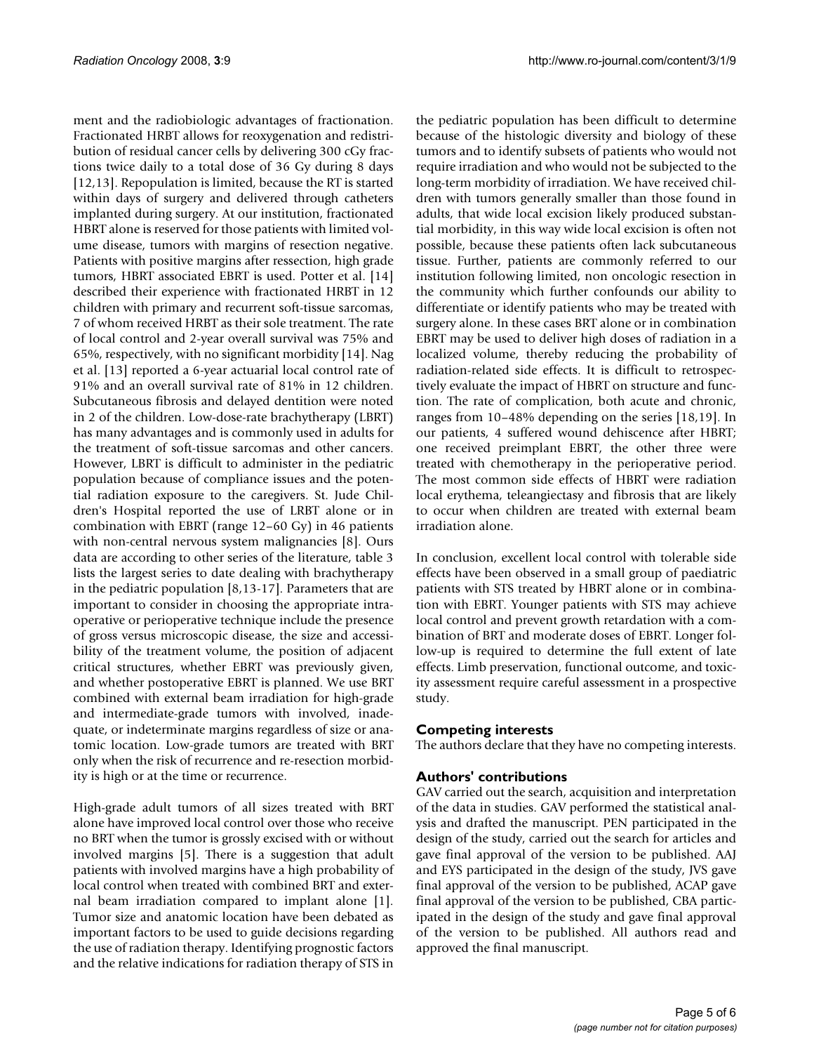ment and the radiobiologic advantages of fractionation. Fractionated HRBT allows for reoxygenation and redistribution of residual cancer cells by delivering 300 cGy fractions twice daily to a total dose of 36 Gy during 8 days [12,13]. Repopulation is limited, because the RT is started within days of surgery and delivered through catheters implanted during surgery. At our institution, fractionated HBRT alone is reserved for those patients with limited volume disease, tumors with margins of resection negative. Patients with positive margins after ressection, high grade tumors, HBRT associated EBRT is used. Potter et al. [14] described their experience with fractionated HRBT in 12 children with primary and recurrent soft-tissue sarcomas, 7 of whom received HRBT as their sole treatment. The rate of local control and 2-year overall survival was 75% and 65%, respectively, with no significant morbidity [14]. Nag et al. [13] reported a 6-year actuarial local control rate of 91% and an overall survival rate of 81% in 12 children. Subcutaneous fibrosis and delayed dentition were noted in 2 of the children. Low-dose-rate brachytherapy (LBRT) has many advantages and is commonly used in adults for the treatment of soft-tissue sarcomas and other cancers. However, LBRT is difficult to administer in the pediatric population because of compliance issues and the potential radiation exposure to the caregivers. St. Jude Children's Hospital reported the use of LRBT alone or in combination with EBRT (range 12–60 Gy) in 46 patients with non-central nervous system malignancies [8]. Ours data are according to other series of the literature, table 3 lists the largest series to date dealing with brachytherapy in the pediatric population [8,13-17]. Parameters that are important to consider in choosing the appropriate intraoperative or perioperative technique include the presence of gross versus microscopic disease, the size and accessibility of the treatment volume, the position of adjacent critical structures, whether EBRT was previously given, and whether postoperative EBRT is planned. We use BRT combined with external beam irradiation for high-grade and intermediate-grade tumors with involved, inadequate, or indeterminate margins regardless of size or anatomic location. Low-grade tumors are treated with BRT only when the risk of recurrence and re-resection morbidity is high or at the time or recurrence.

High-grade adult tumors of all sizes treated with BRT alone have improved local control over those who receive no BRT when the tumor is grossly excised with or without involved margins [5]. There is a suggestion that adult patients with involved margins have a high probability of local control when treated with combined BRT and external beam irradiation compared to implant alone [1]. Tumor size and anatomic location have been debated as important factors to be used to guide decisions regarding the use of radiation therapy. Identifying prognostic factors and the relative indications for radiation therapy of STS in the pediatric population has been difficult to determine because of the histologic diversity and biology of these tumors and to identify subsets of patients who would not require irradiation and who would not be subjected to the long-term morbidity of irradiation. We have received children with tumors generally smaller than those found in adults, that wide local excision likely produced substantial morbidity, in this way wide local excision is often not possible, because these patients often lack subcutaneous tissue. Further, patients are commonly referred to our institution following limited, non oncologic resection in the community which further confounds our ability to differentiate or identify patients who may be treated with surgery alone. In these cases BRT alone or in combination EBRT may be used to deliver high doses of radiation in a localized volume, thereby reducing the probability of radiation-related side effects. It is difficult to retrospectively evaluate the impact of HBRT on structure and function. The rate of complication, both acute and chronic, ranges from 10–48% depending on the series [18,19]. In our patients, 4 suffered wound dehiscence after HBRT; one received preimplant EBRT, the other three were treated with chemotherapy in the perioperative period. The most common side effects of HBRT were radiation local erythema, teleangiectasy and fibrosis that are likely to occur when children are treated with external beam irradiation alone.

In conclusion, excellent local control with tolerable side effects have been observed in a small group of paediatric patients with STS treated by HBRT alone or in combination with EBRT. Younger patients with STS may achieve local control and prevent growth retardation with a combination of BRT and moderate doses of EBRT. Longer follow-up is required to determine the full extent of late effects. Limb preservation, functional outcome, and toxicity assessment require careful assessment in a prospective study.

## Competing interests

The authors declare that they have no competing interests.

## Authors' contributions

GAV carried out the search, acquisition and interpretation of the data in studies. GAV performed the statistical analysis and drafted the manuscript. PEN participated in the design of the study, carried out the search for articles and gave final approval of the version to be published. AAJ and EYS participated in the design of the study, JVS gave final approval of the version to be published, ACAP gave final approval of the version to be published, CBA participated in the design of the study and gave final approval of the version to be published. All authors read and approved the final manuscript.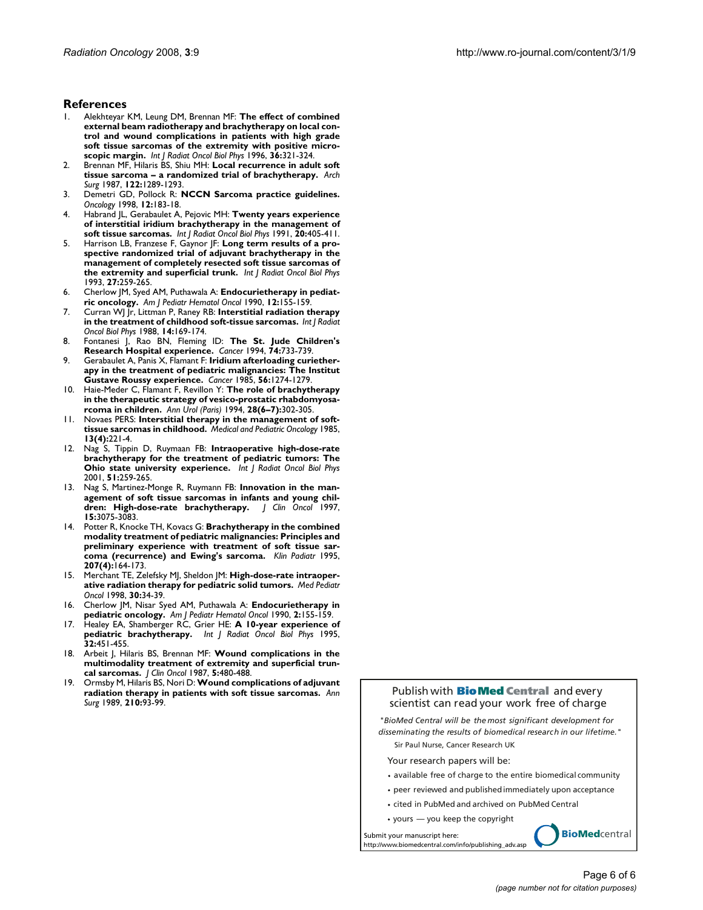## References

1. Alekhteyar KM, Leung DM, Brennan MF: **The effect of combined external beam radiotherapy and brachytherapy on local control and wound complications in patients with high grade soft tissue sarcomas of the extremity with positive microscopic margin.** *Int J Radiat Oncol Biol Phys* 1996, **36:**321-324.
2. Brennan MF, Hilaris BS, Shiu MH: **Local recurrence in adult soft tissue sarcoma – a randomized trial of brachytherapy.** *Arch Surg* 1987, **122:**1289-1293.
3. Demetri GD, Pollock R: **NCCN Sarcoma practice guidelines.** *Oncology* 1998, **12:**183-18.
4. Habrand JL, Gerabaulet A, Pejovic MH: **Twenty years experience of interstitial iridium brachytherapy in the management of soft tissue sarcomas.** *Int J Radiat Oncol Biol Phys* 1991, **20:**405-411.
5. Harrison LB, Franzese F, Gaynor JF: **Long term results of a prospective randomized trial of adjuvant brachytherapy in the management of completely resected soft tissue sarcomas of the extremity and superficial trunk.** *Int J Radiat Oncol Biol Phys* 1993, **27:**259-265.
6. Cherlow JM, Syed AM, Puthawala A: **Endocurietherapy in pediatric oncology.** *Am J Pediatr Hematol Oncol* 1990, **12:**155-159.
7. Curran WJ Jr, Littman P, Raney RB: **Interstitial radiation therapy in the treatment of childhood soft-tissue sarcomas.** *Int J Radiat Oncol Biol Phys* 1988, **14:**169-174.
8. Fontanesi J, Rao BN, Fleming ID: **The St. Jude Children's Research Hospital experience.** *Cancer* 1994, **74:**733-739.
9. Gerabaulet A, Panis X, Flamant F: **Iridium afterloading curietherapy in the treatment of pediatric malignancies: The Institut Gustave Roussy experience.** *Cancer* 1985, **56:**1274-1279.
10. Haie-Meder C, Flamant F, Revillon Y: **The role of brachytherapy in the therapeutic strategy of vesico-prostatic rhabdomyosarcoma in children.** *Ann Urol (Paris)* 1994, **28(6–7):**302-305.
11. Novaes PERS: **Interstitial therapy in the management of soft-tissue sarcomas in childhood.** *Medical and Pediatric Oncology* 1985, **13(4):**221-4.
12. Nag S, Tippin D, Ruymaan FB: **Intraoperative high-dose-rate brachytherapy for the treatment of pediatric tumors: The Ohio state university experience.** *Int J Radiat Oncol Biol Phys* 2001, **51:**259-265.
13. Nag S, Martinez-Monge R, Ruymann FB: **Innovation in the management of soft tissue sarcomas in infants and young children: High-dose-rate brachytherapy.** *J Clin Oncol* 1997, **15:**3075-3083.
14. Potter R, Knocke TH, Kovacs G: **Brachytherapy in the combined modality treatment of pediatric malignancies: Principles and preliminary experience with treatment of soft tissue sarcoma (recurrence) and Ewing's sarcoma.** *Klin Padiatr* 1995, **207(4):**164-173.
15. Merchant TE, Zelefsky MJ, Sheldon JM: **High-dose-rate intraoperative radiation therapy for pediatric solid tumors.** *Med Pediatr Oncol* 1998, **30:**34-39.
16. Cherlow JM, Nisar Syed AM, Puthawala A: **Endocurietherapy in pediatric oncology.** *Am J Pediatr Hematol Oncol* 1990, **2:**155-159.
17. Healey EA, Shamberger RC, Grier HE: **A 10-year experience of pediatric brachytherapy.** *Int J Radiat Oncol Biol Phys* 1995, **32:**451-455.
18. Arbeit J, Hilaris BS, Brennan MF: **Wound complications in the multimodality treatment of extremity and superficial truncal sarcomas.** *J Clin Oncol* 1987, **5:**480-488.
19. Ormsby M, Hilaris BS, Nori D: **Wound complications of adjuvant radiation therapy in patients with soft tissue sarcomas.** *Ann Surg* 1989, **210:**93-99.

Publish with **BioMed Central** and every scientist can read your work free of charge

*"BioMed Central will be the most significant development for disseminating the results of biomedical research in our lifetime."*

Sir Paul Nurse, Cancer Research UK

Your research papers will be:

- available free of charge to the entire biomedical community
- peer reviewed and published immediately upon acceptance
- cited in PubMed and archived on PubMed Central
- yours — you keep the copyright

Submit your manuscript here:
http://www.biomedcentral.com/info/publishing_adv.asp

**BioMed**central